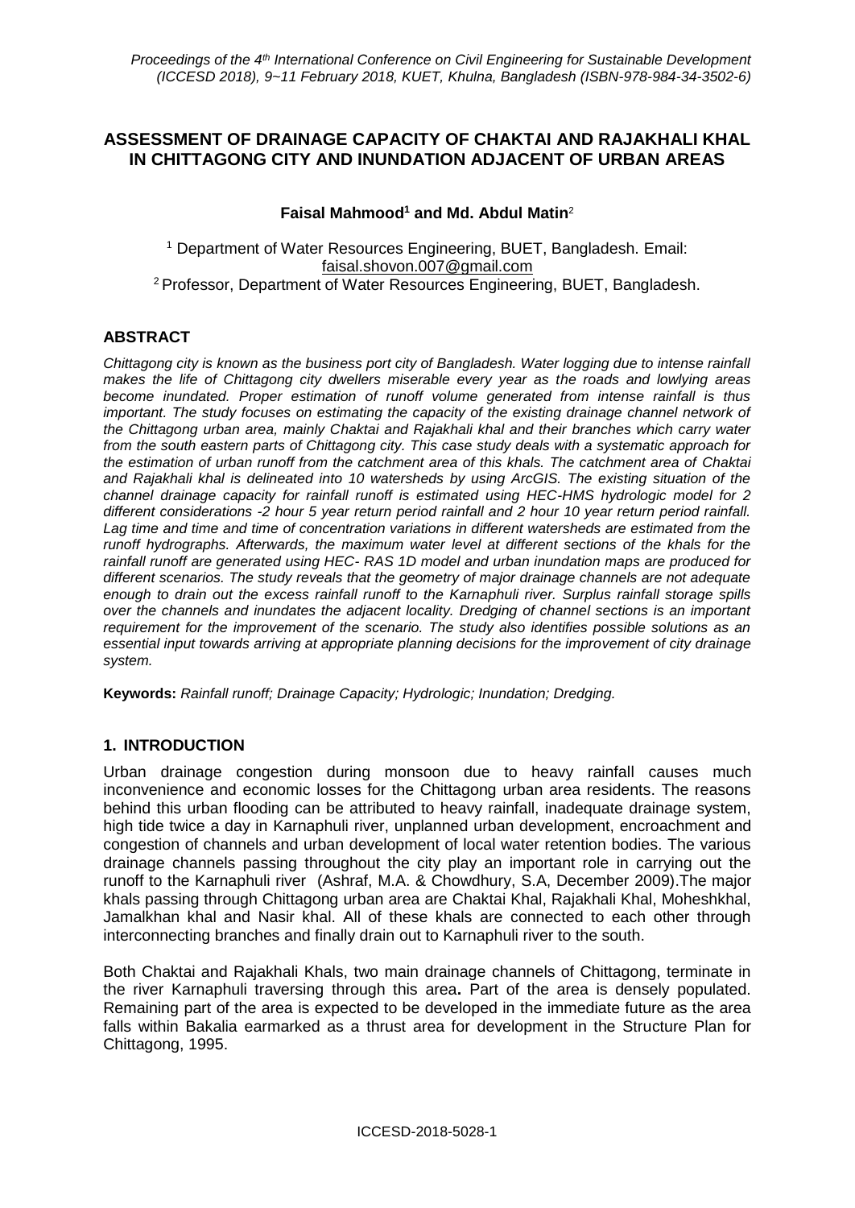# ASSESSMENT OF DRAINAGE CAPACITY OF CHAKTAI AND RAJAKHALI KHAL IN CHITTAGONG CITY AND INUNDATION ADJACENT OF URBAN AREAS

**Faisal Mahmood[1] and Md. Abdul Matin[2]**

[1] Department of Water Resources Engineering, BUET, Bangladesh. Email: faisal.shovon.007@gmail.com
[2] Professor, Department of Water Resources Engineering, BUET, Bangladesh.

## ABSTRACT

*Chittagong city is known as the business port city of Bangladesh. Water logging due to intense rainfall makes the life of Chittagong city dwellers miserable every year as the roads and lowlying areas become inundated. Proper estimation of runoff volume generated from intense rainfall is thus important. The study focuses on estimating the capacity of the existing drainage channel network of the Chittagong urban area, mainly Chaktai and Rajakhali khal and their branches which carry water from the south eastern parts of Chittagong city. This case study deals with a systematic approach for the estimation of urban runoff from the catchment area of this khals. The catchment area of Chaktai and Rajakhali khal is delineated into 10 watersheds by using ArcGIS. The existing situation of the channel drainage capacity for rainfall runoff is estimated using HEC-HMS hydrologic model for 2 different considerations -2 hour 5 year return period rainfall and 2 hour 10 year return period rainfall. Lag time and time and time of concentration variations in different watersheds are estimated from the runoff hydrographs. Afterwards, the maximum water level at different sections of the khals for the rainfall runoff are generated using HEC- RAS 1D model and urban inundation maps are produced for different scenarios. The study reveals that the geometry of major drainage channels are not adequate enough to drain out the excess rainfall runoff to the Karnaphuli river. Surplus rainfall storage spills over the channels and inundates the adjacent locality. Dredging of channel sections is an important requirement for the improvement of the scenario. The study also identifies possible solutions as an essential input towards arriving at appropriate planning decisions for the improvement of city drainage system.*

**Keywords:** *Rainfall runoff; Drainage Capacity; Hydrologic; Inundation; Dredging.*

## 1. INTRODUCTION

Urban drainage congestion during monsoon due to heavy rainfall causes much inconvenience and economic losses for the Chittagong urban area residents. The reasons behind this urban flooding can be attributed to heavy rainfall, inadequate drainage system, high tide twice a day in Karnaphuli river, unplanned urban development, encroachment and congestion of channels and urban development of local water retention bodies. The various drainage channels passing throughout the city play an important role in carrying out the runoff to the Karnaphuli river (Ashraf, M.A. & Chowdhury, S.A, December 2009).The major khals passing through Chittagong urban area are Chaktai Khal, Rajakhali Khal, Moheshkhal, Jamalkhan khal and Nasir khal. All of these khals are connected to each other through interconnecting branches and finally drain out to Karnaphuli river to the south.

Both Chaktai and Rajakhali Khals, two main drainage channels of Chittagong, terminate in the river Karnaphuli traversing through this area**.** Part of the area is densely populated. Remaining part of the area is expected to be developed in the immediate future as the area falls within Bakalia earmarked as a thrust area for development in the Structure Plan for Chittagong, 1995.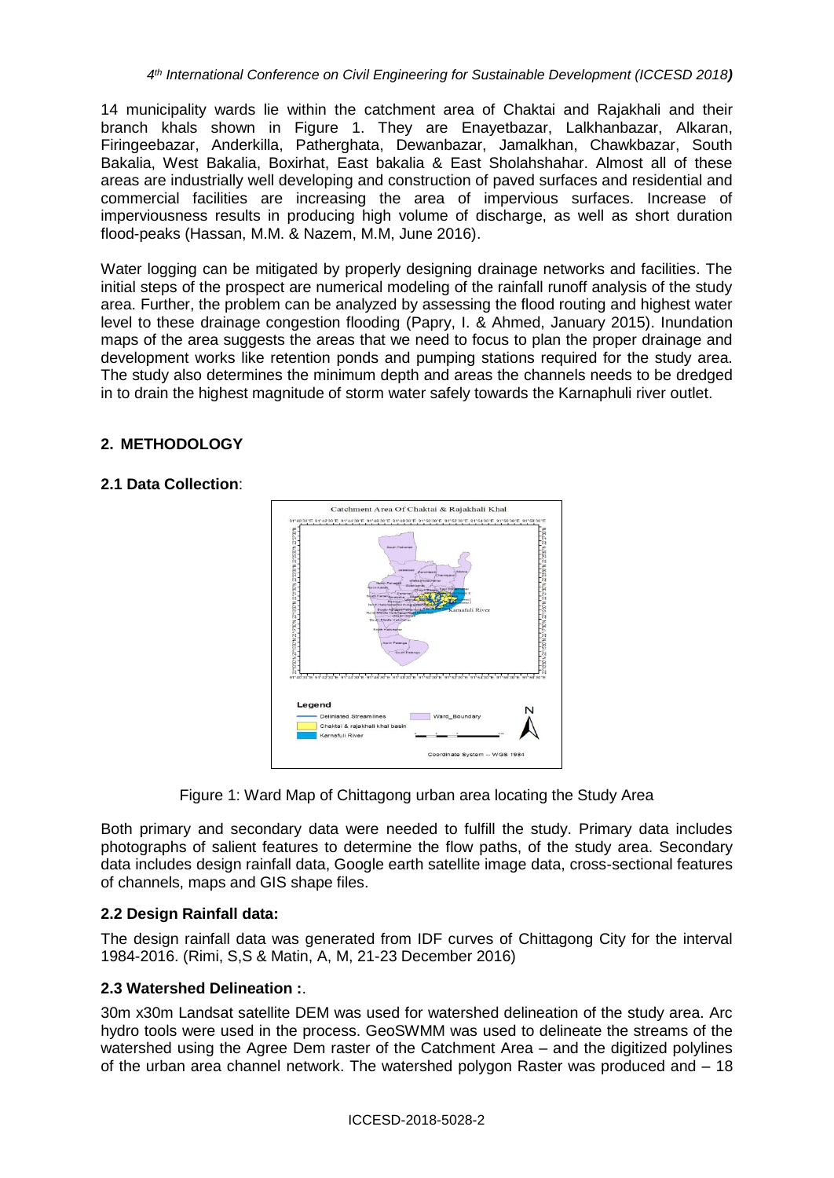14 municipality wards lie within the catchment area of Chaktai and Rajakhali and their branch khals shown in Figure 1. They are Enayetbazar, Lalkhanbazar, Alkaran, Firingeebazar, Anderkilla, Patherghata, Dewanbazar, Jamalkhan, Chawkbazar, South Bakalia, West Bakalia, Boxirhat, East bakalia & East Sholahshahar. Almost all of these areas are industrially well developing and construction of paved surfaces and residential and commercial facilities are increasing the area of impervious surfaces. Increase of imperviousness results in producing high volume of discharge, as well as short duration flood-peaks (Hassan, M.M. & Nazem, M.M, June 2016).

Water logging can be mitigated by properly designing drainage networks and facilities. The initial steps of the prospect are numerical modeling of the rainfall runoff analysis of the study area. Further, the problem can be analyzed by assessing the flood routing and highest water level to these drainage congestion flooding (Papry, I. & Ahmed, January 2015). Inundation maps of the area suggests the areas that we need to focus to plan the proper drainage and development works like retention ponds and pumping stations required for the study area. The study also determines the minimum depth and areas the channels needs to be dredged in to drain the highest magnitude of storm water safely towards the Karnaphuli river outlet.

## 2. METHODOLOGY

### 2.1 Data Collection:

Figure 1: Ward Map of Chittagong urban area locating the Study Area

Both primary and secondary data were needed to fulfill the study. Primary data includes photographs of salient features to determine the flow paths, of the study area. Secondary data includes design rainfall data, Google earth satellite image data, cross-sectional features of channels, maps and GIS shape files.

### 2.2 Design Rainfall data:

The design rainfall data was generated from IDF curves of Chittagong City for the interval 1984-2016. (Rimi, S,S & Matin, A, M, 21-23 December 2016)

### 2.3 Watershed Delineation :.

30m x30m Landsat satellite DEM was used for watershed delineation of the study area. Arc hydro tools were used in the process. GeoSWMM was used to delineate the streams of the watershed using the Agree Dem raster of the Catchment Area – and the digitized polylines of the urban area channel network. The watershed polygon Raster was produced and – 18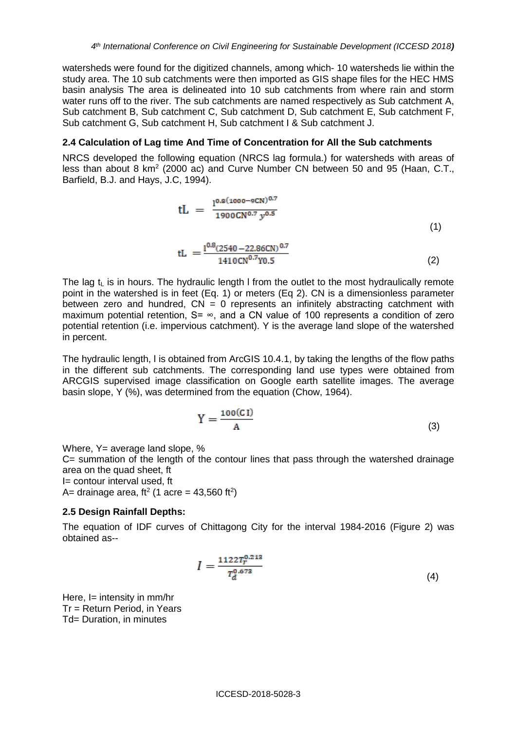watersheds were found for the digitized channels, among which- 10 watersheds lie within the study area. The 10 sub catchments were then imported as GIS shape files for the HEC HMS basin analysis The area is delineated into 10 sub catchments from where rain and storm water runs off to the river. The sub catchments are named respectively as Sub catchment A, Sub catchment B, Sub catchment C, Sub catchment D, Sub catchment E, Sub catchment F, Sub catchment G, Sub catchment H, Sub catchment I & Sub catchment J.

### 2.4 Calculation of Lag time And Time of Concentration for All the Sub catchments

NRCS developed the following equation (NRCS lag formula.) for watersheds with areas of less than about 8 km$^2$ (2000 ac) and Curve Number CN between 50 and 95 (Haan, C.T., Barfield, B.J. and Hays, J.C, 1994).

$$tL = \frac{l^{0.8}(1000-9CN)^{0.7}}{1900CN^{0.7}\,y^{0.5}} \tag{1}$$

$$tL = \frac{l^{0.8}(2540-22.86CN)^{0.7}}{1410CN^{0.7}Y0.5} \tag{2}$$

The lag $t_L$ is in hours. The hydraulic length l from the outlet to the most hydraulically remote point in the watershed is in feet (Eq. 1) or meters (Eq 2). CN is a dimensionless parameter between zero and hundred, CN = 0 represents an infinitely abstracting catchment with maximum potential retention, S= ∞, and a CN value of 100 represents a condition of zero potential retention (i.e. impervious catchment). Y is the average land slope of the watershed in percent.

The hydraulic length, l is obtained from ArcGIS 10.4.1, by taking the lengths of the flow paths in the different sub catchments. The corresponding land use types were obtained from ARCGIS supervised image classification on Google earth satellite images. The average basin slope, Y (%), was determined from the equation (Chow, 1964).

$$Y = \frac{100(C\,I)}{A} \tag{3}$$

Where, Y= average land slope, %

C= summation of the length of the contour lines that pass through the watershed drainage area on the quad sheet, ft

I= contour interval used, ft

A= drainage area, ft$^2$ (1 acre = 43,560 ft$^2$)

### 2.5 Design Rainfall Depths:

The equation of IDF curves of Chittagong City for the interval 1984-2016 (Figure 2) was obtained as--

$$I = \frac{1122T_r^{0.213}}{T_d^{0.673}} \tag{4}$$

Here, I= intensity in mm/hr

Tr = Return Period, in Years

Td= Duration, in minutes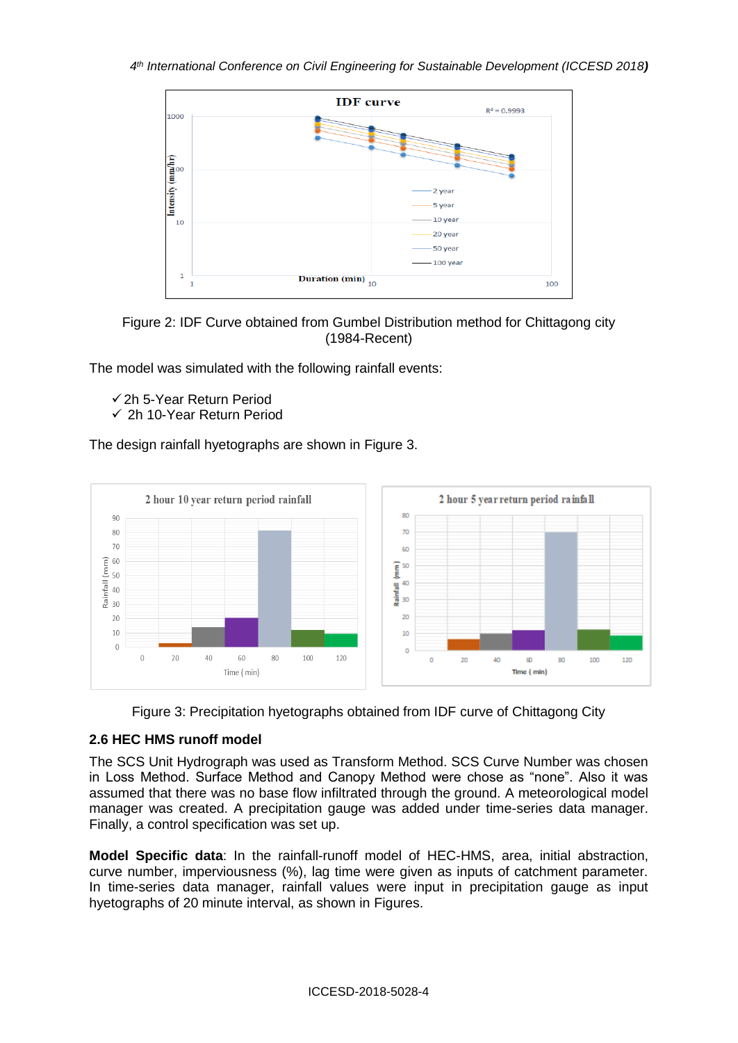Figure 2: IDF Curve obtained from Gumbel Distribution method for Chittagong city (1984-Recent)

The model was simulated with the following rainfall events:

- ✓ 2h 5-Year Return Period
- ✓ 2h 10-Year Return Period

The design rainfall hyetographs are shown in Figure 3.

Figure 3: Precipitation hyetographs obtained from IDF curve of Chittagong City

### 2.6 HEC HMS runoff model

The SCS Unit Hydrograph was used as Transform Method. SCS Curve Number was chosen in Loss Method. Surface Method and Canopy Method were chose as "none". Also it was assumed that there was no base flow infiltrated through the ground. A meteorological model manager was created. A precipitation gauge was added under time-series data manager. Finally, a control specification was set up.

**Model Specific data**: In the rainfall-runoff model of HEC-HMS, area, initial abstraction, curve number, imperviousness (%), lag time were given as inputs of catchment parameter. In time-series data manager, rainfall values were input in precipitation gauge as input hyetographs of 20 minute interval, as shown in Figures.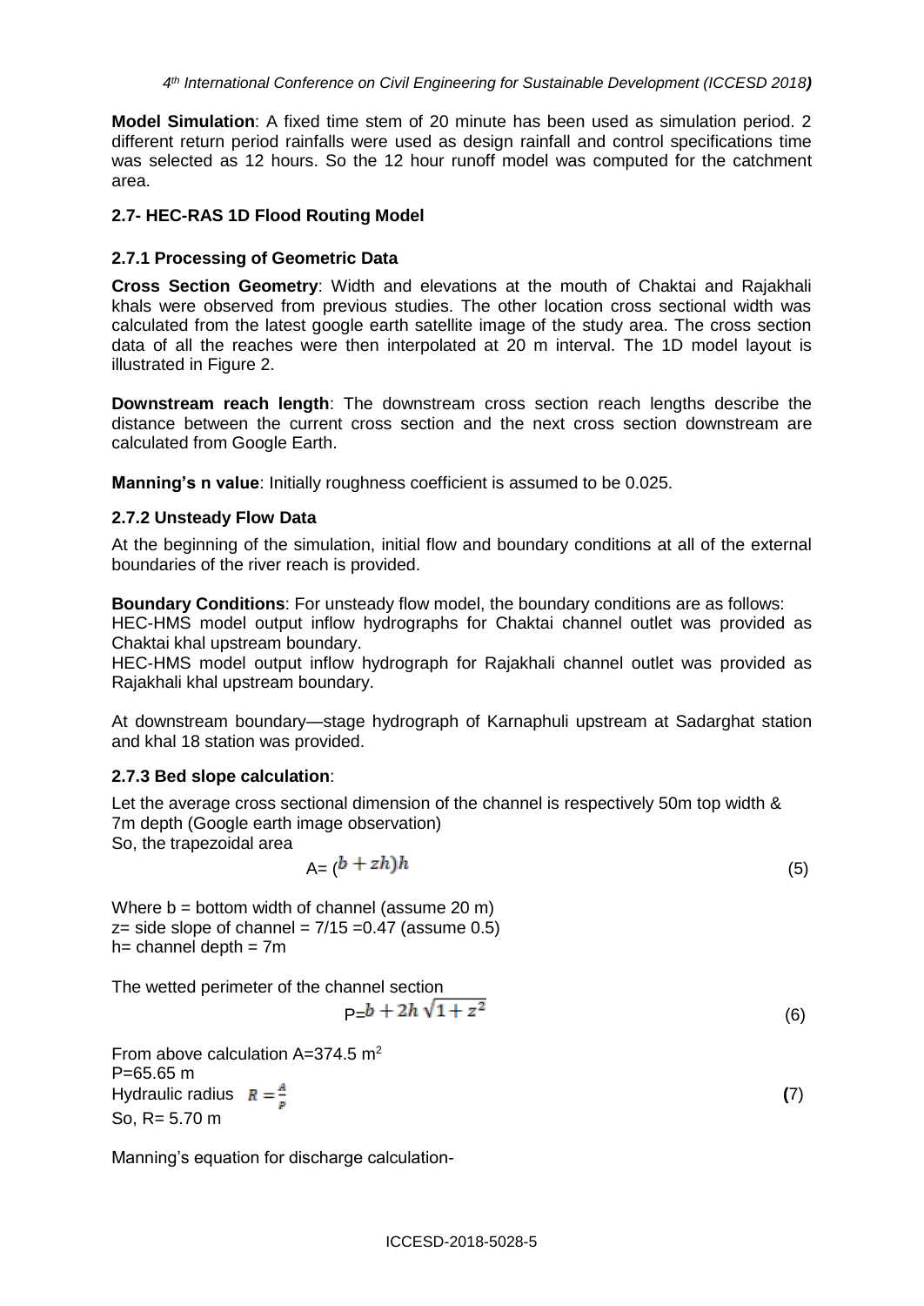**Model Simulation**: A fixed time stem of 20 minute has been used as simulation period. 2 different return period rainfalls were used as design rainfall and control specifications time was selected as 12 hours. So the 12 hour runoff model was computed for the catchment area.

### 2.7- HEC-RAS 1D Flood Routing Model

#### 2.7.1 Processing of Geometric Data

**Cross Section Geometry**: Width and elevations at the mouth of Chaktai and Rajakhali khals were observed from previous studies. The other location cross sectional width was calculated from the latest google earth satellite image of the study area. The cross section data of all the reaches were then interpolated at 20 m interval. The 1D model layout is illustrated in Figure 2.

**Downstream reach length**: The downstream cross section reach lengths describe the distance between the current cross section and the next cross section downstream are calculated from Google Earth.

**Manning's n value**: Initially roughness coefficient is assumed to be 0.025.

#### 2.7.2 Unsteady Flow Data

At the beginning of the simulation, initial flow and boundary conditions at all of the external boundaries of the river reach is provided.

**Boundary Conditions**: For unsteady flow model, the boundary conditions are as follows:
HEC-HMS model output inflow hydrographs for Chaktai channel outlet was provided as Chaktai khal upstream boundary.
HEC-HMS model output inflow hydrograph for Rajakhali channel outlet was provided as Rajakhali khal upstream boundary.

At downstream boundary—stage hydrograph of Karnaphuli upstream at Sadarghat station and khal 18 station was provided.

#### 2.7.3 Bed slope calculation:

Let the average cross sectional dimension of the channel is respectively 50m top width & 7m depth (Google earth image observation)
So, the trapezoidal area

$$A = (b + zh)h \tag{5}$$

Where b = bottom width of channel (assume 20 m)
z= side slope of channel = 7/15 =0.47 (assume 0.5)
h= channel depth = 7m

The wetted perimeter of the channel section

$$P = b + 2h\sqrt{1+z^2} \tag{6}$$

From above calculation A=374.5 $m^2$
P=65.65 m
Hydraulic radius $R = \frac{A}{P}$ (7)
So, R= 5.70 m

Manning's equation for discharge calculation-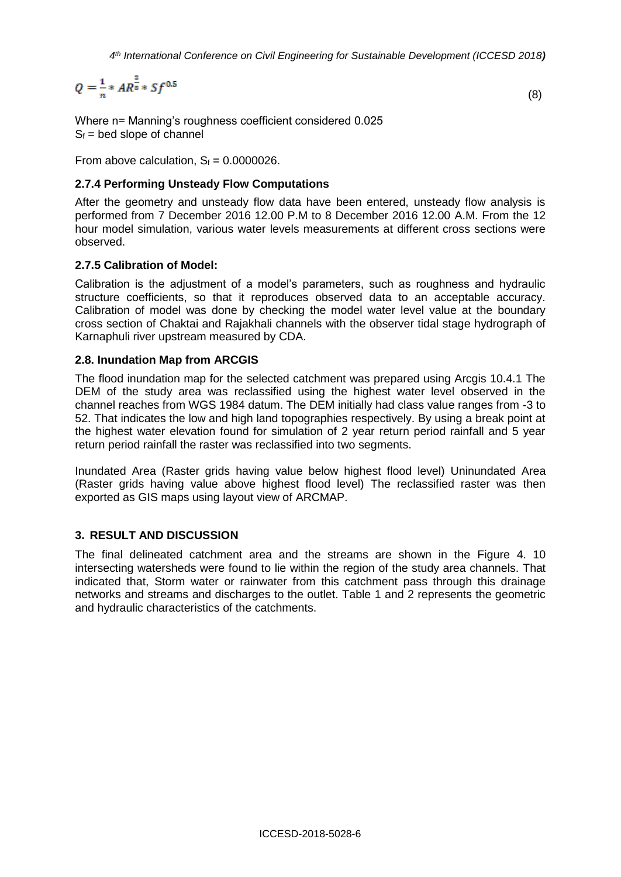$$Q = \frac{1}{n} * AR^{\frac{2}{3}} * Sf^{0.5} \tag{8}$$

Where n= Manning's roughness coefficient considered 0.025
$S_f$ = bed slope of channel

From above calculation, $S_f = 0.0000026$.

### 2.7.4 Performing Unsteady Flow Computations

After the geometry and unsteady flow data have been entered, unsteady flow analysis is performed from 7 December 2016 12.00 P.M to 8 December 2016 12.00 A.M. From the 12 hour model simulation, various water levels measurements at different cross sections were observed.

### 2.7.5 Calibration of Model:

Calibration is the adjustment of a model's parameters, such as roughness and hydraulic structure coefficients, so that it reproduces observed data to an acceptable accuracy. Calibration of model was done by checking the model water level value at the boundary cross section of Chaktai and Rajakhali channels with the observer tidal stage hydrograph of Karnaphuli river upstream measured by CDA.

### 2.8. Inundation Map from ARCGIS

The flood inundation map for the selected catchment was prepared using Arcgis 10.4.1 The DEM of the study area was reclassified using the highest water level observed in the channel reaches from WGS 1984 datum. The DEM initially had class value ranges from -3 to 52. That indicates the low and high land topographies respectively. By using a break point at the highest water elevation found for simulation of 2 year return period rainfall and 5 year return period rainfall the raster was reclassified into two segments.

Inundated Area (Raster grids having value below highest flood level) Uninundated Area (Raster grids having value above highest flood level) The reclassified raster was then exported as GIS maps using layout view of ARCMAP.

## 3. RESULT AND DISCUSSION

The final delineated catchment area and the streams are shown in the Figure 4. 10 intersecting watersheds were found to lie within the region of the study area channels. That indicated that, Storm water or rainwater from this catchment pass through this drainage networks and streams and discharges to the outlet. Table 1 and 2 represents the geometric and hydraulic characteristics of the catchments.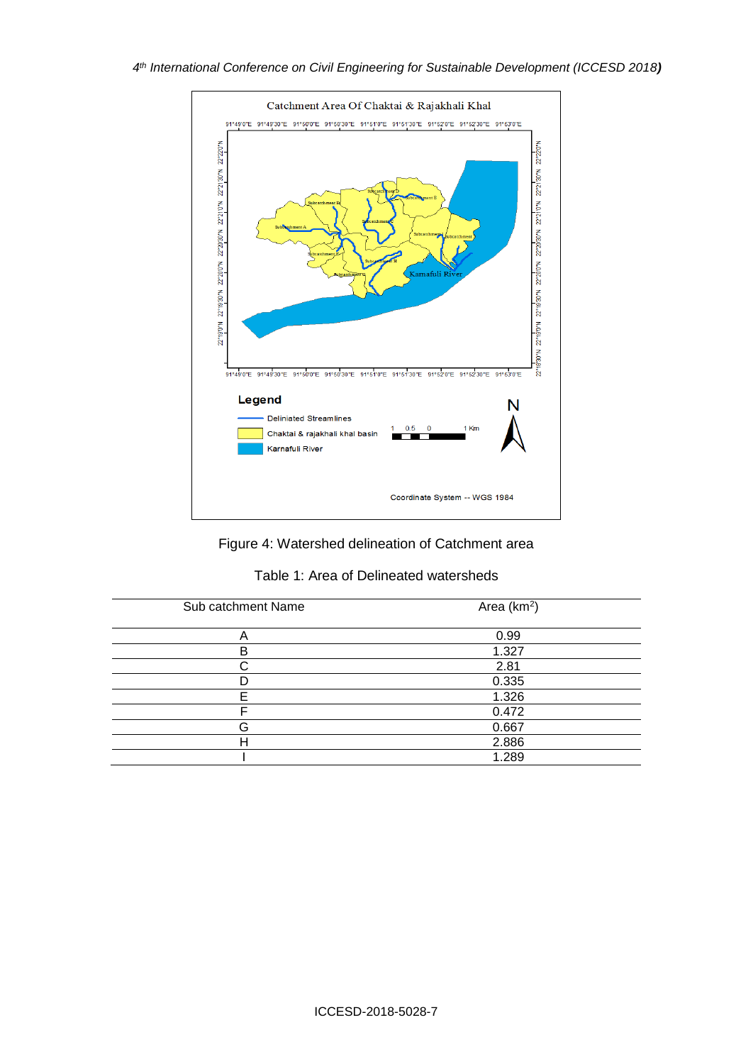Figure 4: Watershed delineation of Catchment area

Table 1: Area of Delineated watersheds

| Sub catchment Name | Area ($km^2$) |
|---|---|
| A | 0.99 |
| B | 1.327 |
| C | 2.81 |
| D | 0.335 |
| E | 1.326 |
| F | 0.472 |
| G | 0.667 |
| H | 2.886 |
| I | 1.289 |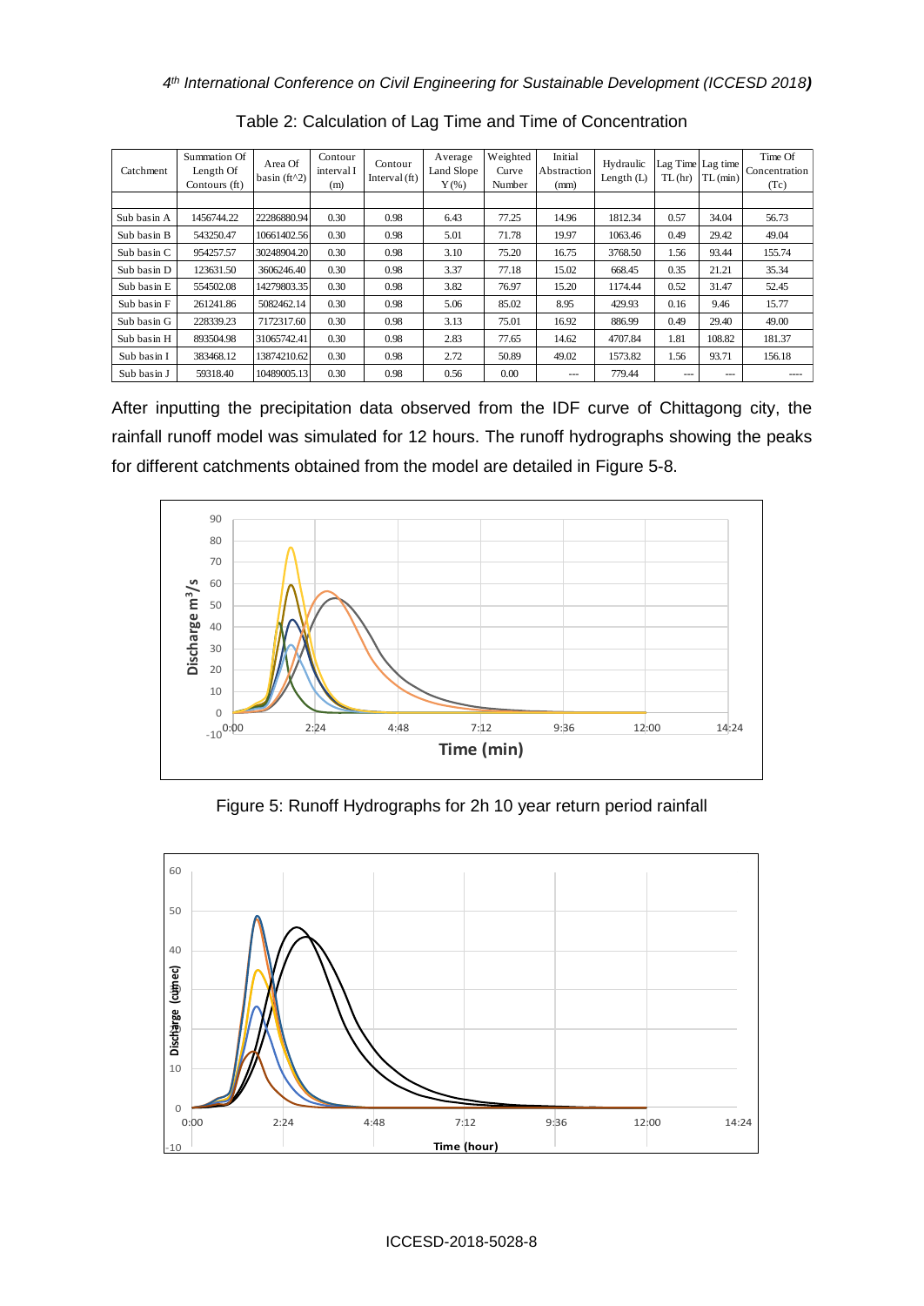Table 2: Calculation of Lag Time and Time of Concentration

| Catchment | Summation Of Length Of Contours (ft) | Area Of basin (ft^2) | Contour interval I (m) | Contour Interval (ft) | Average Land Slope Y (%) | Weighted Curve Number | Initial Abstraction (mm) | Hydraulic Length (L) | Lag Time TL (hr) | Lag time TL (min) | Time Of Concentration (Tc) |
|---|---|---|---|---|---|---|---|---|---|---|---|
| | | | | | | | | | | | |
| Sub basin A | 1456744.22 | 22286880.94 | 0.30 | 0.98 | 6.43 | 77.25 | 14.96 | 1812.34 | 0.57 | 34.04 | 56.73 |
| Sub basin B | 543250.47 | 10661402.56 | 0.30 | 0.98 | 5.01 | 71.78 | 19.97 | 1063.46 | 0.49 | 29.42 | 49.04 |
| Sub basin C | 954257.57 | 30248904.20 | 0.30 | 0.98 | 3.10 | 75.20 | 16.75 | 3768.50 | 1.56 | 93.44 | 155.74 |
| Sub basin D | 123631.50 | 3606246.40 | 0.30 | 0.98 | 3.37 | 77.18 | 15.02 | 668.45 | 0.35 | 21.21 | 35.34 |
| Sub basin E | 554502.08 | 14279803.35 | 0.30 | 0.98 | 3.82 | 76.97 | 15.20 | 1174.44 | 0.52 | 31.47 | 52.45 |
| Sub basin F | 261241.86 | 5082462.14 | 0.30 | 0.98 | 5.06 | 85.02 | 8.95 | 429.93 | 0.16 | 9.46 | 15.77 |
| Sub basin G | 228339.23 | 7172317.60 | 0.30 | 0.98 | 3.13 | 75.01 | 16.92 | 886.99 | 0.49 | 29.40 | 49.00 |
| Sub basin H | 893504.98 | 31065742.41 | 0.30 | 0.98 | 2.83 | 77.65 | 14.62 | 4707.84 | 1.81 | 108.82 | 181.37 |
| Sub basin I | 383468.12 | 13874210.62 | 0.30 | 0.98 | 2.72 | 50.89 | 49.02 | 1573.82 | 1.56 | 93.71 | 156.18 |
| Sub basin J | 59318.40 | 10489005.13 | 0.30 | 0.98 | 0.56 | 0.00 | --- | 779.44 | --- | --- | ---- |

After inputting the precipitation data observed from the IDF curve of Chittagong city, the rainfall runoff model was simulated for 12 hours. The runoff hydrographs showing the peaks for different catchments obtained from the model are detailed in Figure 5-8.

Figure 5: Runoff Hydrographs for 2h 10 year return period rainfall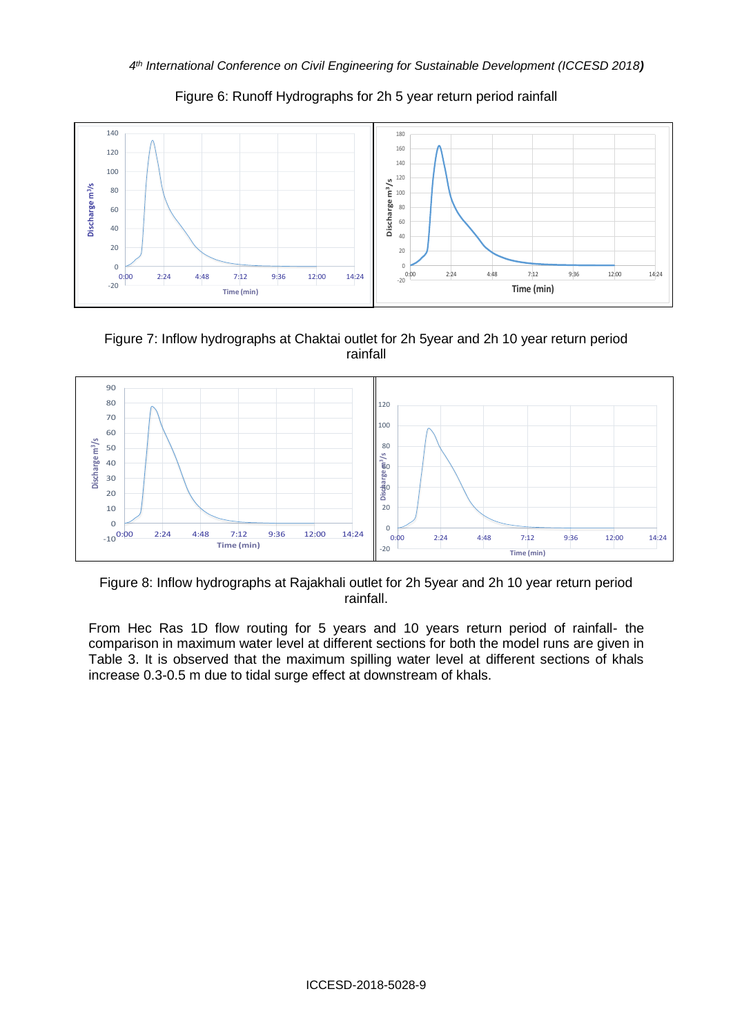Figure 6: Runoff Hydrographs for 2h 5 year return period rainfall

Figure 7: Inflow hydrographs at Chaktai outlet for 2h 5year and 2h 10 year return period rainfall

Figure 8: Inflow hydrographs at Rajakhali outlet for 2h 5year and 2h 10 year return period rainfall.

From Hec Ras 1D flow routing for 5 years and 10 years return period of rainfall- the comparison in maximum water level at different sections for both the model runs are given in Table 3. It is observed that the maximum spilling water level at different sections of khals increase 0.3-0.5 m due to tidal surge effect at downstream of khals.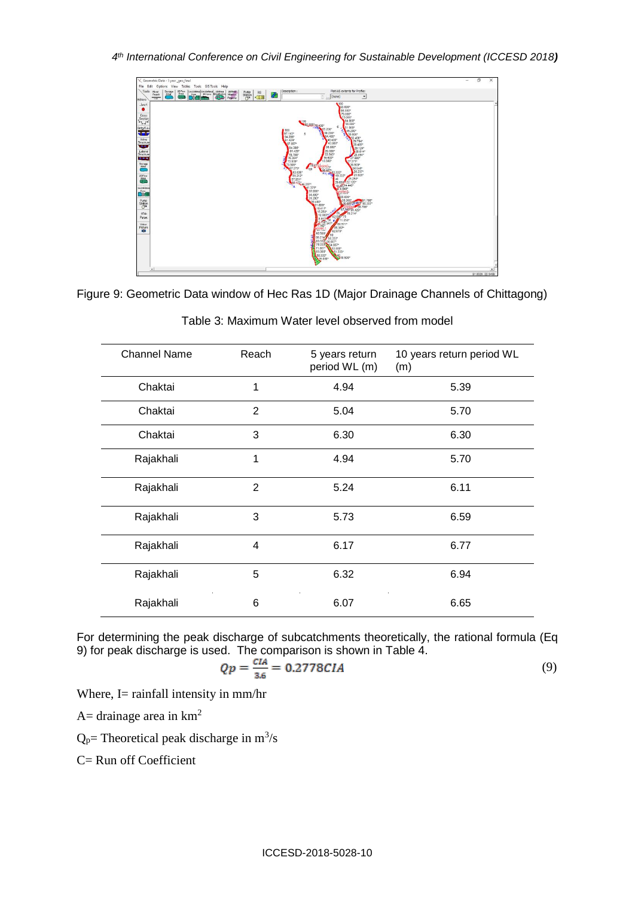Figure 9: Geometric Data window of Hec Ras 1D (Major Drainage Channels of Chittagong)

Table 3: Maximum Water level observed from model

| Channel Name | Reach | 5 years return period WL (m) | 10 years return period WL (m) |
|---|---|---|---|
| Chaktai | 1 | 4.94 | 5.39 |
| Chaktai | 2 | 5.04 | 5.70 |
| Chaktai | 3 | 6.30 | 6.30 |
| Rajakhali | 1 | 4.94 | 5.70 |
| Rajakhali | 2 | 5.24 | 6.11 |
| Rajakhali | 3 | 5.73 | 6.59 |
| Rajakhali | 4 | 6.17 | 6.77 |
| Rajakhali | 5 | 6.32 | 6.94 |
| Rajakhali | 6 | 6.07 | 6.65 |

For determining the peak discharge of subcatchments theoretically, the rational formula (Eq 9) for peak discharge is used. The comparison is shown in Table 4.

$$Qp = \frac{CIA}{3.6} = 0.2778CIA \tag{9}$$

Where, I= rainfall intensity in mm/hr

A= drainage area in $km^2$

$Q_p$= Theoretical peak discharge in $m^3/s$

C= Run off Coefficient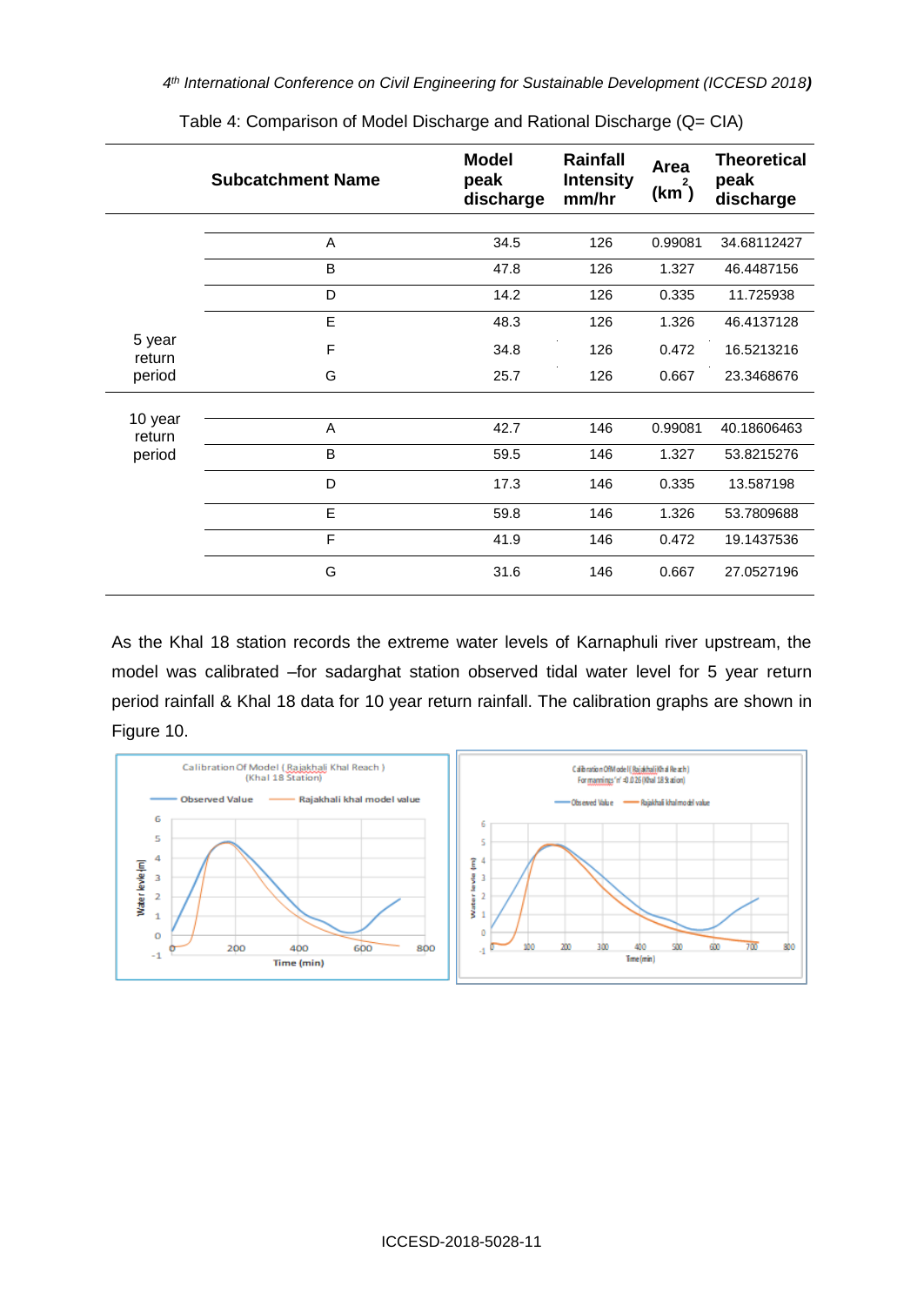Table 4: Comparison of Model Discharge and Rational Discharge (Q= CIA)

| | Subcatchment Name | Model peak discharge | Rainfall Intensity mm/hr | Area ($km^2$) | Theoretical peak discharge |
|---|---|---|---|---|---|
| 5 year return period | A | 34.5 | 126 | 0.99081 | 34.68112427 |
| | B | 47.8 | 126 | 1.327 | 46.4487156 |
| | D | 14.2 | 126 | 0.335 | 11.725938 |
| | E | 48.3 | 126 | 1.326 | 46.4137128 |
| | F | 34.8 | 126 | 0.472 | 16.5213216 |
| | G | 25.7 | 126 | 0.667 | 23.3468676 |
| 10 year return period | A | 42.7 | 146 | 0.99081 | 40.18606463 |
| | B | 59.5 | 146 | 1.327 | 53.8215276 |
| | D | 17.3 | 146 | 0.335 | 13.587198 |
| | E | 59.8 | 146 | 1.326 | 53.7809688 |
| | F | 41.9 | 146 | 0.472 | 19.1437536 |
| | G | 31.6 | 146 | 0.667 | 27.0527196 |

As the Khal 18 station records the extreme water levels of Karnaphuli river upstream, the model was calibrated –for sadarghat station observed tidal water level for 5 year return period rainfall & Khal 18 data for 10 year return rainfall. The calibration graphs are shown in Figure 10.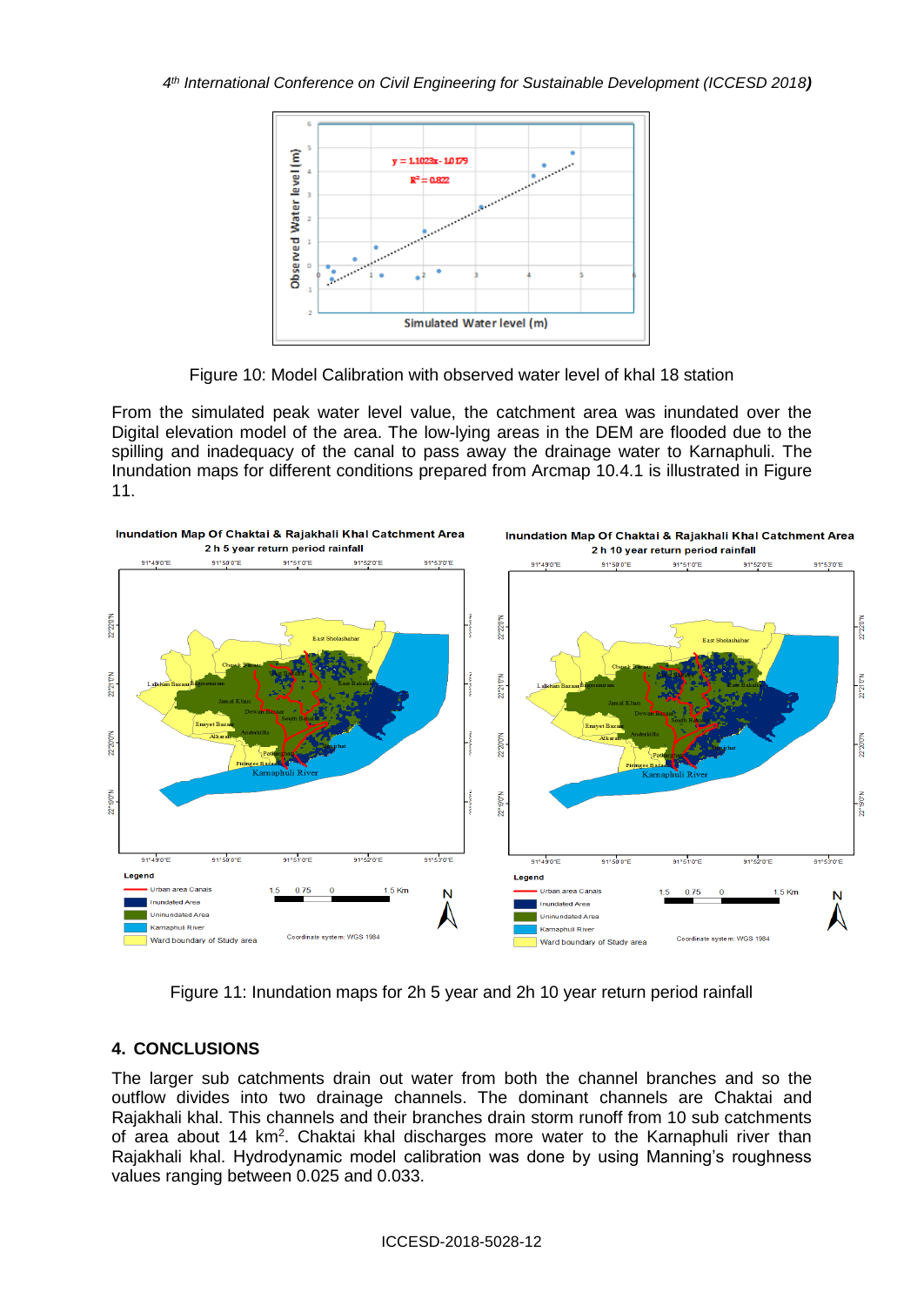Figure 10: Model Calibration with observed water level of khal 18 station

From the simulated peak water level value, the catchment area was inundated over the Digital elevation model of the area. The low-lying areas in the DEM are flooded due to the spilling and inadequacy of the canal to pass away the drainage water to Karnaphuli. The Inundation maps for different conditions prepared from Arcmap 10.4.1 is illustrated in Figure 11.

Figure 11: Inundation maps for 2h 5 year and 2h 10 year return period rainfall

## 4. CONCLUSIONS

The larger sub catchments drain out water from both the channel branches and so the outflow divides into two drainage channels. The dominant channels are Chaktai and Rajakhali khal. This channels and their branches drain storm runoff from 10 sub catchments of area about 14 $km^2$. Chaktai khal discharges more water to the Karnaphuli river than Rajakhali khal. Hydrodynamic model calibration was done by using Manning's roughness values ranging between 0.025 and 0.033.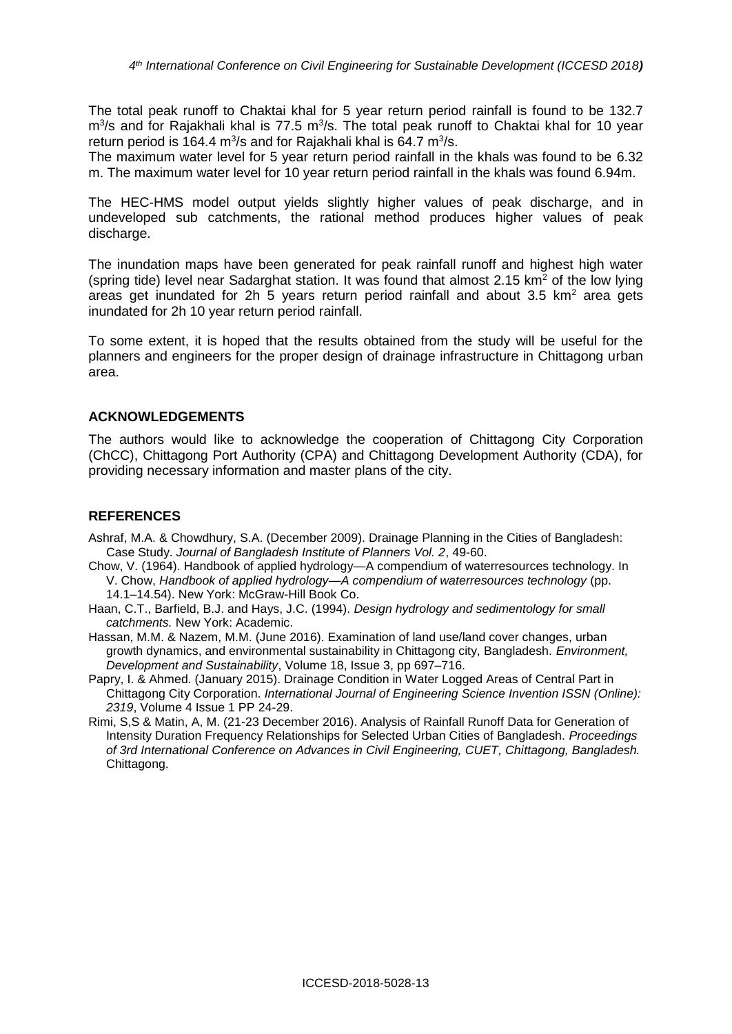The total peak runoff to Chaktai khal for 5 year return period rainfall is found to be 132.7 $m^3$/s and for Rajakhali khal is 77.5 $m^3$/s. The total peak runoff to Chaktai khal for 10 year return period is 164.4 $m^3$/s and for Rajakhali khal is 64.7 $m^3$/s.

The maximum water level for 5 year return period rainfall in the khals was found to be 6.32 m. The maximum water level for 10 year return period rainfall in the khals was found 6.94m.

The HEC-HMS model output yields slightly higher values of peak discharge, and in undeveloped sub catchments, the rational method produces higher values of peak discharge.

The inundation maps have been generated for peak rainfall runoff and highest high water (spring tide) level near Sadarghat station. It was found that almost 2.15 $km^2$ of the low lying areas get inundated for 2h 5 years return period rainfall and about 3.5 $km^2$ area gets inundated for 2h 10 year return period rainfall.

To some extent, it is hoped that the results obtained from the study will be useful for the planners and engineers for the proper design of drainage infrastructure in Chittagong urban area.

## ACKNOWLEDGEMENTS

The authors would like to acknowledge the cooperation of Chittagong City Corporation (ChCC), Chittagong Port Authority (CPA) and Chittagong Development Authority (CDA), for providing necessary information and master plans of the city.

## REFERENCES

Ashraf, M.A. & Chowdhury, S.A. (December 2009). Drainage Planning in the Cities of Bangladesh: Case Study. *Journal of Bangladesh Institute of Planners Vol. 2*, 49-60.

Chow, V. (1964). Handbook of applied hydrology—A compendium of waterresources technology. In V. Chow, *Handbook of applied hydrology—A compendium of waterresources technology* (pp. 14.1–14.54). New York: McGraw-Hill Book Co.

Haan, C.T., Barfield, B.J. and Hays, J.C. (1994). *Design hydrology and sedimentology for small catchments.* New York: Academic.

Hassan, M.M. & Nazem, M.M. (June 2016). Examination of land use/land cover changes, urban growth dynamics, and environmental sustainability in Chittagong city, Bangladesh. *Environment, Development and Sustainability*, Volume 18, Issue 3, pp 697–716.

Papry, I. & Ahmed. (January 2015). Drainage Condition in Water Logged Areas of Central Part in Chittagong City Corporation. *International Journal of Engineering Science Invention ISSN (Online): 2319*, Volume 4 Issue 1 PP 24-29.

Rimi, S,S & Matin, A, M. (21-23 December 2016). Analysis of Rainfall Runoff Data for Generation of Intensity Duration Frequency Relationships for Selected Urban Cities of Bangladesh. *Proceedings of 3rd International Conference on Advances in Civil Engineering, CUET, Chittagong, Bangladesh.* Chittagong.